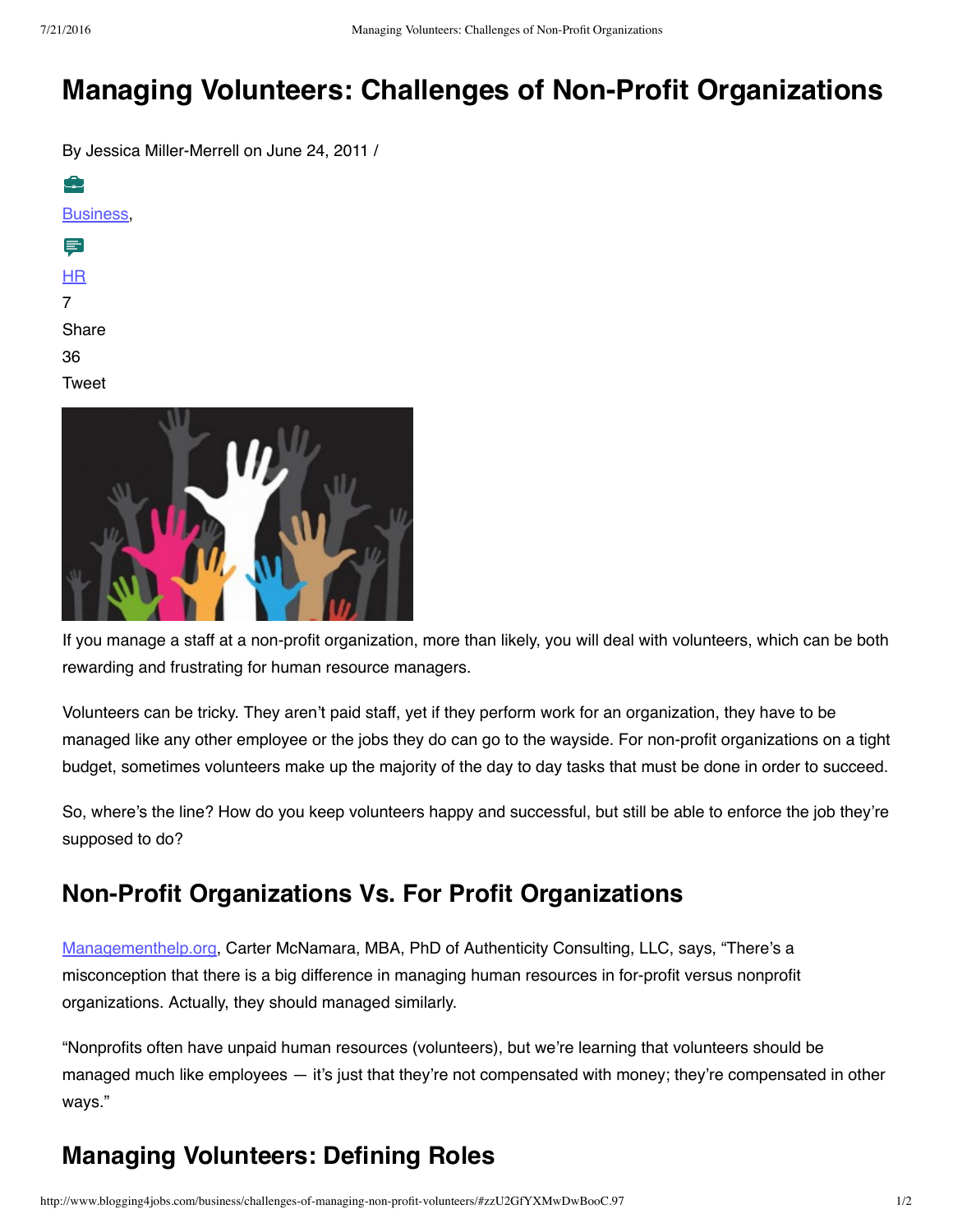# Managing Volunteers: Challenges of Non-Profit Organizations

By Jessica Miller-Merrell on June 24, 2011 /

Business,

HR

7

Share

36

Tweet

If you manage a staff at a non-profit organization, more than likely, you will deal with volunteers, which can be both rewarding and frustrating for human resource managers.

Volunteers can be tricky. They aren't paid staff, yet if they perform work for an organization, they have to be managed like any other employee or the jobs they do can go to the wayside. For non-profit organizations on a tight budget, sometimes volunteers make up the majority of the day to day tasks that must be done in order to succeed.

So, where's the line? How do you keep volunteers happy and successful, but still be able to enforce the job they're supposed to do?

## Non-Profit Organizations Vs. For Profit Organizations

Managementhelp.org, Carter McNamara, MBA, PhD of Authenticity Consulting, LLC, says, "There's a misconception that there is a big difference in managing human resources in for-profit versus nonprofit organizations. Actually, they should managed similarly.

"Nonprofits often have unpaid human resources (volunteers), but we're learning that volunteers should be managed much like employees — it's just that they're not compensated with money; they're compensated in other ways."

## Managing Volunteers: Defining Roles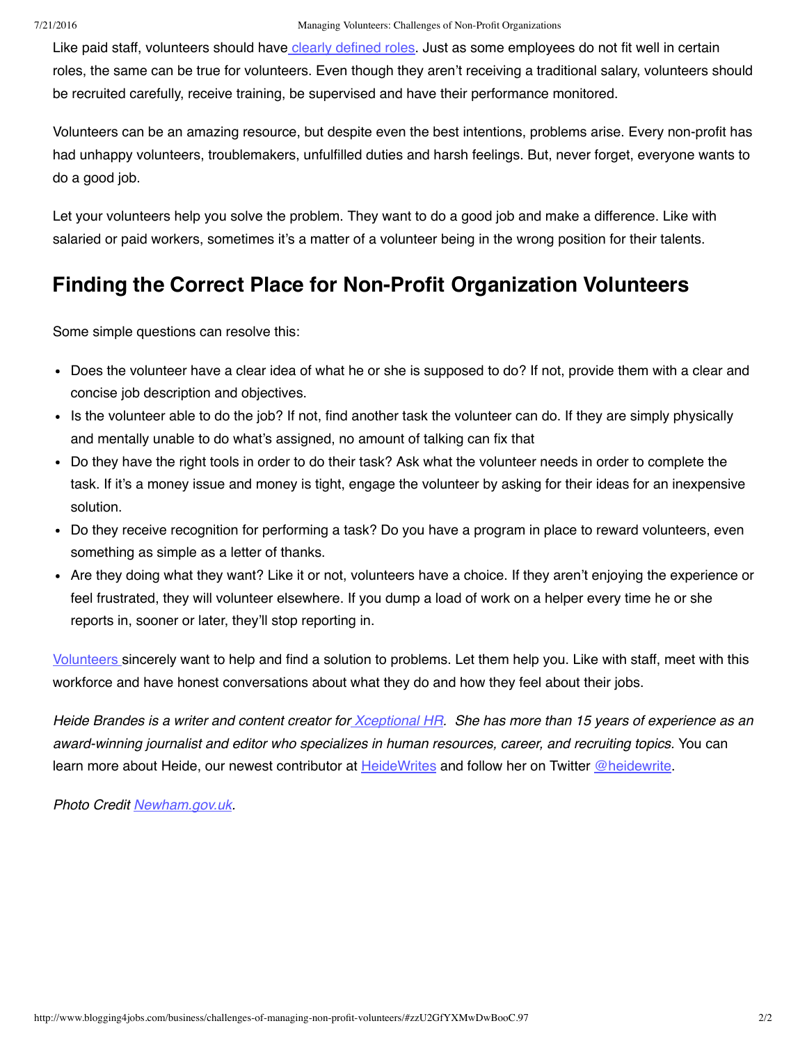Like paid staff, volunteers should have clearly defined roles. Just as some employees do not fit well in certain roles, the same can be true for volunteers. Even though they aren't receiving a traditional salary, volunteers should be recruited carefully, receive training, be supervised and have their performance monitored.

Volunteers can be an amazing resource, but despite even the best intentions, problems arise. Every non-profit has had unhappy volunteers, troublemakers, unfulfilled duties and harsh feelings. But, never forget, everyone wants to do a good job.

Let your volunteers help you solve the problem. They want to do a good job and make a difference. Like with salaried or paid workers, sometimes it's a matter of a volunteer being in the wrong position for their talents.

## Finding the Correct Place for Non-Profit Organization Volunteers

Some simple questions can resolve this:

- Does the volunteer have a clear idea of what he or she is supposed to do? If not, provide them with a clear and concise job description and objectives.
- Is the volunteer able to do the job? If not, find another task the volunteer can do. If they are simply physically and mentally unable to do what's assigned, no amount of talking can fix that
- Do they have the right tools in order to do their task? Ask what the volunteer needs in order to complete the task. If it's a money issue and money is tight, engage the volunteer by asking for their ideas for an inexpensive solution.
- Do they receive recognition for performing a task? Do you have a program in place to reward volunteers, even something as simple as a letter of thanks.
- Are they doing what they want? Like it or not, volunteers have a choice. If they aren't enjoying the experience or feel frustrated, they will volunteer elsewhere. If you dump a load of work on a helper every time he or she reports in, sooner or later, they'll stop reporting in.

Volunteers sincerely want to help and find a solution to problems. Let them help you. Like with staff, meet with this workforce and have honest conversations about what they do and how they feel about their jobs.

*Heide Brandes is a writer and content creator for Xceptional HR. She has more than 15 years of experience as an award-winning journalist and editor who specializes in human resources, career, and recruiting topics.* You can learn more about Heide, our newest contributor at HeideWrites and follow her on Twitter @heidewrite.

*Photo Credit Newham.gov.uk.*